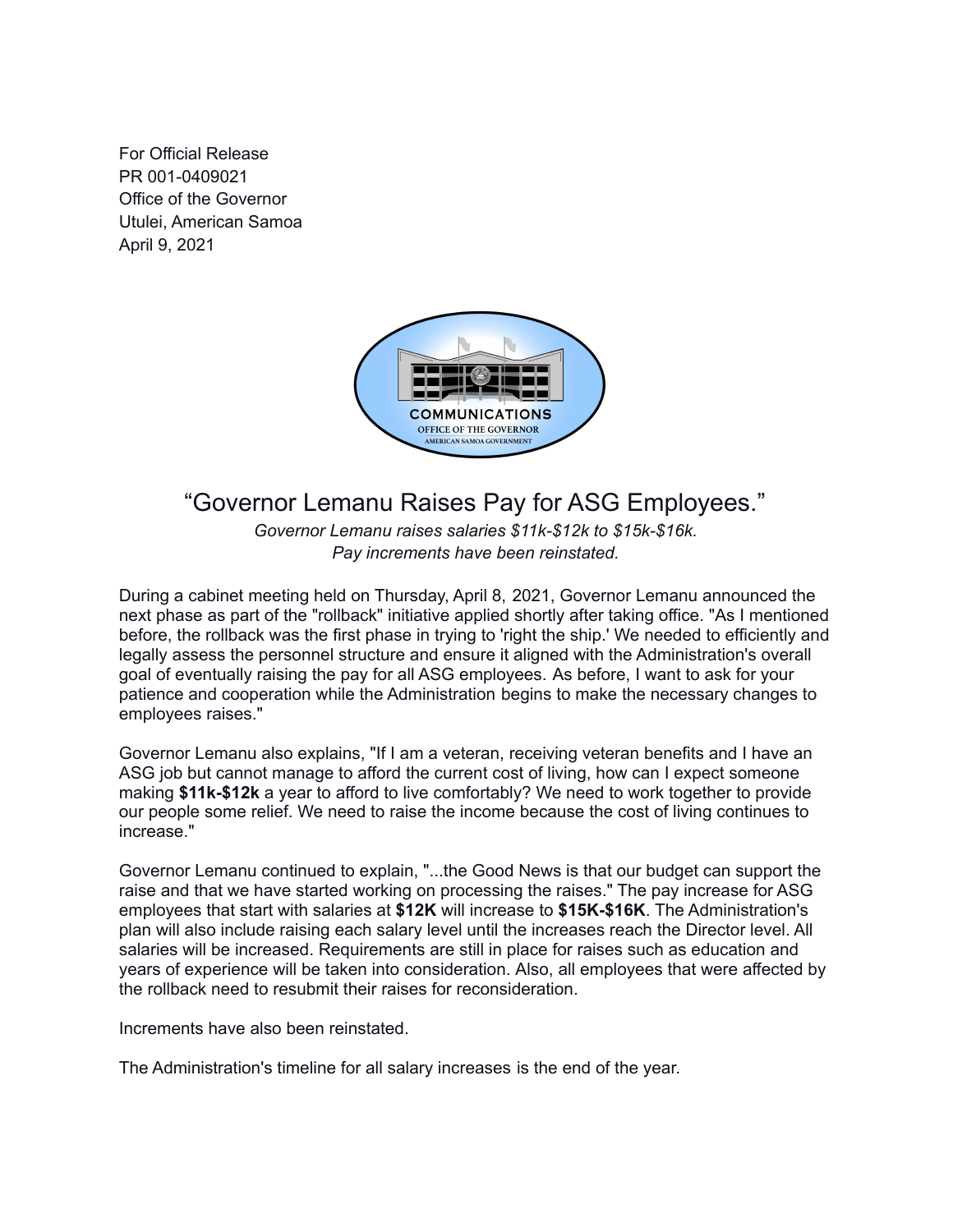For Official Release
PR 001-0409021
Office of the Governor
Utulei, American Samoa
April 9, 2021

COMMUNICATIONS
OFFICE OF THE GOVERNOR
AMERICAN SAMOA GOVERNMENT

# “Governor Lemanu Raises Pay for ASG Employees.”

*Governor Lemanu raises salaries $11k-$12k to $15k-$16k.*
*Pay increments have been reinstated.*

During a cabinet meeting held on Thursday, April 8, 2021, Governor Lemanu announced the next phase as part of the "rollback" initiative applied shortly after taking office. "As I mentioned before, the rollback was the first phase in trying to 'right the ship.' We needed to efficiently and legally assess the personnel structure and ensure it aligned with the Administration's overall goal of eventually raising the pay for all ASG employees. As before, I want to ask for your patience and cooperation while the Administration begins to make the necessary changes to employees raises."

Governor Lemanu also explains, "If I am a veteran, receiving veteran benefits and I have an ASG job but cannot manage to afford the current cost of living, how can I expect someone making **$11k-$12k** a year to afford to live comfortably? We need to work together to provide our people some relief. We need to raise the income because the cost of living continues to increase."

Governor Lemanu continued to explain, "...the Good News is that our budget can support the raise and that we have started working on processing the raises." The pay increase for ASG employees that start with salaries at **$12K** will increase to **$15K-$16K**. The Administration's plan will also include raising each salary level until the increases reach the Director level. All salaries will be increased. Requirements are still in place for raises such as education and years of experience will be taken into consideration. Also, all employees that were affected by the rollback need to resubmit their raises for reconsideration.

Increments have also been reinstated.

The Administration's timeline for all salary increases is the end of the year.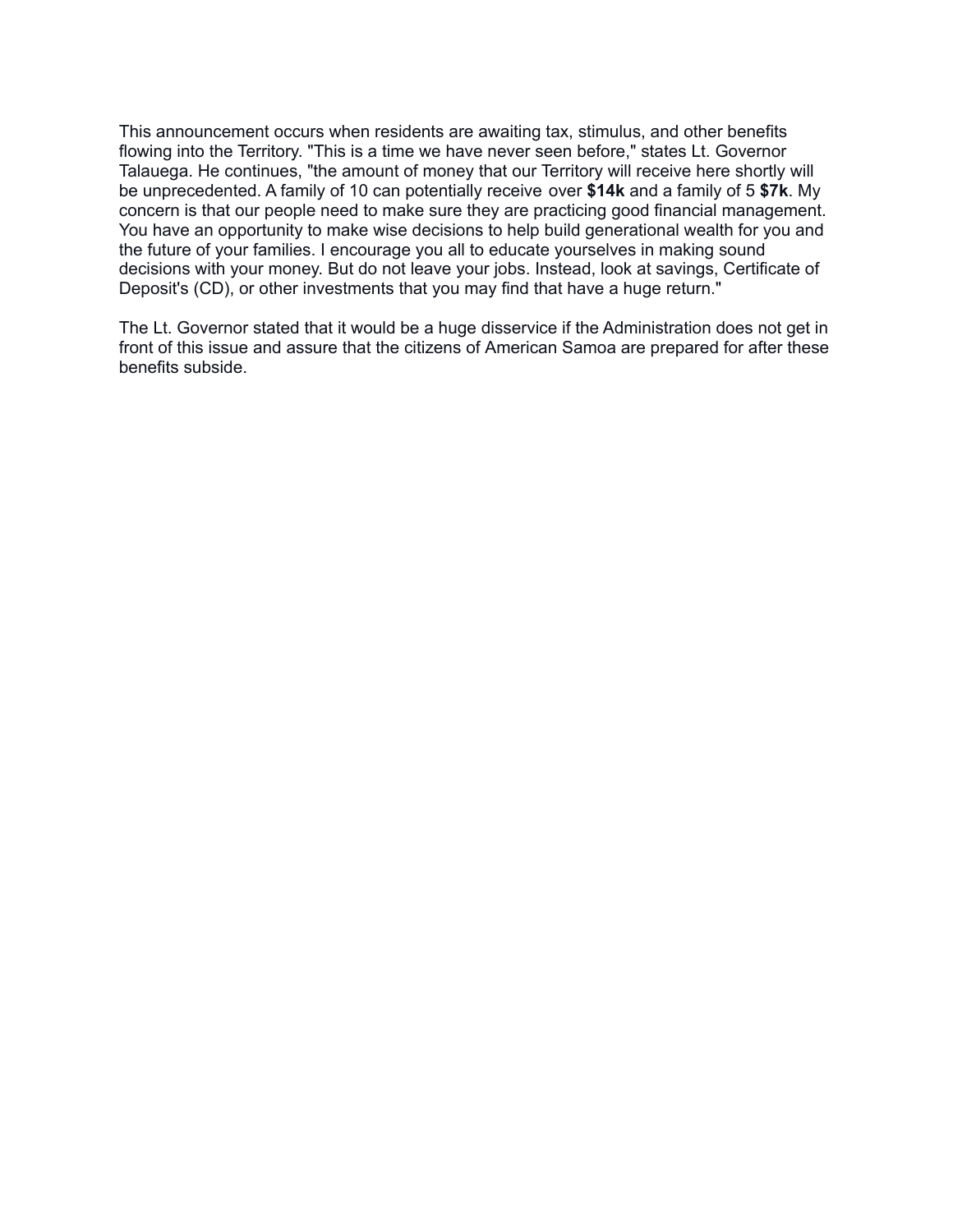This announcement occurs when residents are awaiting tax, stimulus, and other benefits flowing into the Territory. "This is a time we have never seen before," states Lt. Governor Talauega. He continues, "the amount of money that our Territory will receive here shortly will be unprecedented. A family of 10 can potentially receive over **$14k** and a family of 5 **$7k**. My concern is that our people need to make sure they are practicing good financial management. You have an opportunity to make wise decisions to help build generational wealth for you and the future of your families. I encourage you all to educate yourselves in making sound decisions with your money. But do not leave your jobs. Instead, look at savings, Certificate of Deposit's (CD), or other investments that you may find that have a huge return."

The Lt. Governor stated that it would be a huge disservice if the Administration does not get in front of this issue and assure that the citizens of American Samoa are prepared for after these benefits subside.